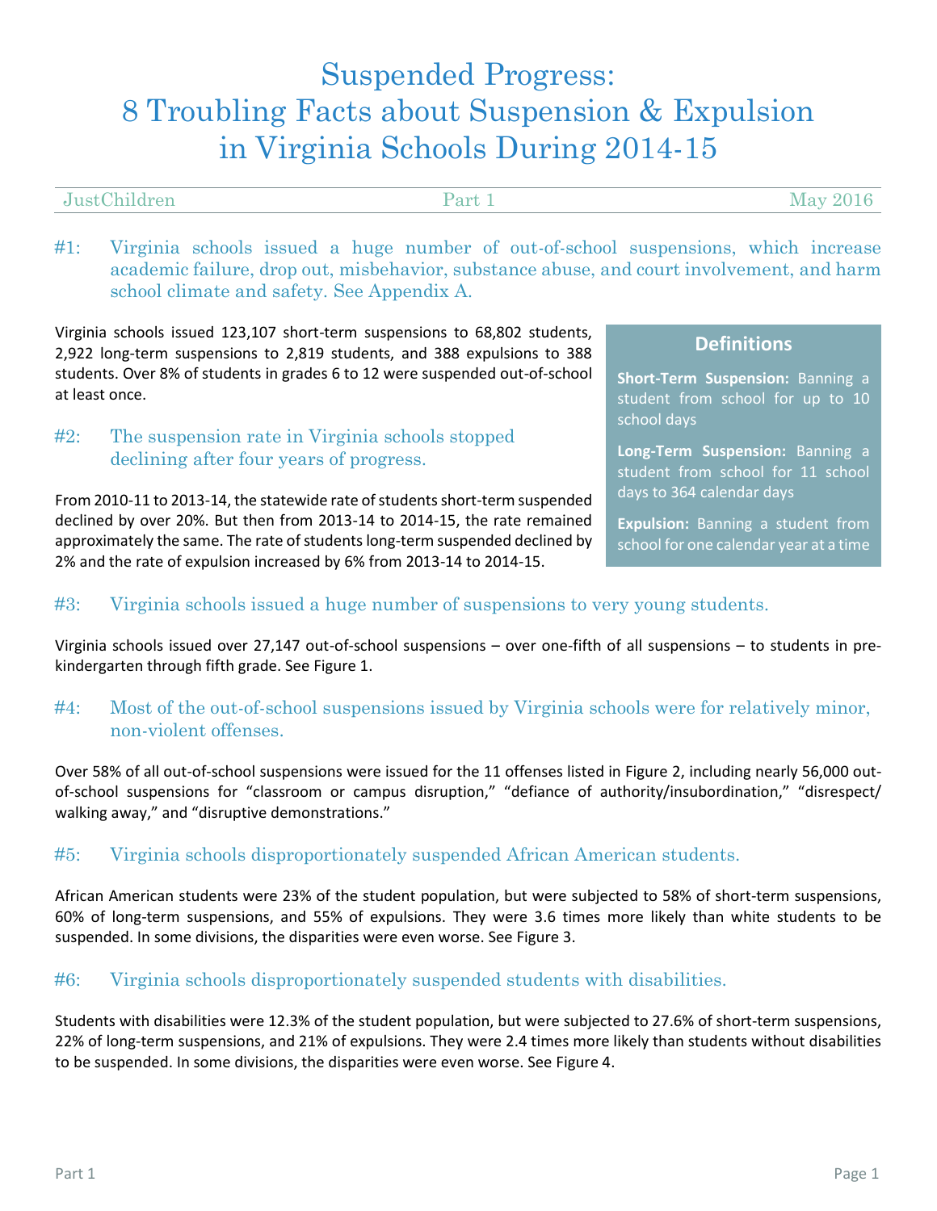# Suspended Progress: 8 Troubling Facts about Suspension & Expulsion in Virginia Schools During 2014-15

JustChildren | Part 1 | May 2016

## #1: Virginia schools issued a huge number of out-of-school suspensions, which increase academic failure, drop out, misbehavior, substance abuse, and court involvement, and harm school climate and safety. See Appendix A.

Virginia schools issued 123,107 short-term suspensions to 68,802 students, 2,922 long-term suspensions to 2,819 students, and 388 expulsions to 388 students. Over 8% of students in grades 6 to 12 were suspended out-of-school at least once.

### Definitions

**Short-Term Suspension:** Banning a student from school for up to 10 school days

**Long-Term Suspension:** Banning a student from school for 11 school days to 364 calendar days

**Expulsion:** Banning a student from school for one calendar year at a time

## #2: The suspension rate in Virginia schools stopped declining after four years of progress.

From 2010-11 to 2013-14, the statewide rate of students short-term suspended declined by over 20%. But then from 2013-14 to 2014-15, the rate remained approximately the same. The rate of students long-term suspended declined by 2% and the rate of expulsion increased by 6% from 2013-14 to 2014-15.

## #3: Virginia schools issued a huge number of suspensions to very young students.

Virginia schools issued over 27,147 out-of-school suspensions – over one-fifth of all suspensions – to students in pre-kindergarten through fifth grade. See Figure 1.

## #4: Most of the out-of-school suspensions issued by Virginia schools were for relatively minor, non-violent offenses.

Over 58% of all out-of-school suspensions were issued for the 11 offenses listed in Figure 2, including nearly 56,000 out-of-school suspensions for "classroom or campus disruption," "defiance of authority/insubordination," "disrespect/ walking away," and "disruptive demonstrations."

## #5: Virginia schools disproportionately suspended African American students.

African American students were 23% of the student population, but were subjected to 58% of short-term suspensions, 60% of long-term suspensions, and 55% of expulsions. They were 3.6 times more likely than white students to be suspended. In some divisions, the disparities were even worse. See Figure 3.

## #6: Virginia schools disproportionately suspended students with disabilities.

Students with disabilities were 12.3% of the student population, but were subjected to 27.6% of short-term suspensions, 22% of long-term suspensions, and 21% of expulsions. They were 2.4 times more likely than students without disabilities to be suspended. In some divisions, the disparities were even worse. See Figure 4.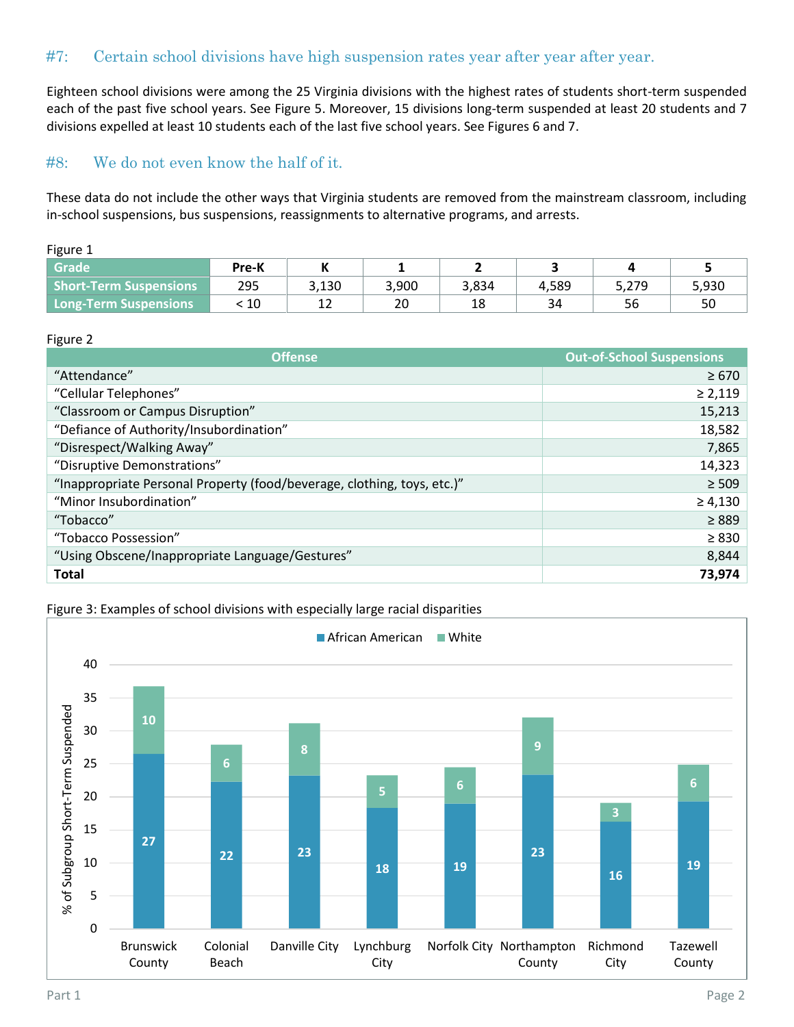### #7: Certain school divisions have high suspension rates year after year after year.

Eighteen school divisions were among the 25 Virginia divisions with the highest rates of students short-term suspended each of the past five school years. See Figure 5. Moreover, 15 divisions long-term suspended at least 20 students and 7 divisions expelled at least 10 students each of the last five school years. See Figures 6 and 7.

### #8: We do not even know the half of it.

These data do not include the other ways that Virginia students are removed from the mainstream classroom, including in-school suspensions, bus suspensions, reassignments to alternative programs, and arrests.

Figure 1

| Grade | Pre-K | K | 1 | 2 | 3 | 4 | 5 |
|---|---|---|---|---|---|---|---|
| Short-Term Suspensions | 295 | 3,130 | 3,900 | 3,834 | 4,589 | 5,279 | 5,930 |
| Long-Term Suspensions | < 10 | 12 | 20 | 18 | 34 | 56 | 50 |

Figure 2

| Offense | Out-of-School Suspensions |
|---|---|
| "Attendance" | ≥ 670 |
| "Cellular Telephones" | ≥ 2,119 |
| "Classroom or Campus Disruption" | 15,213 |
| "Defiance of Authority/Insubordination" | 18,582 |
| "Disrespect/Walking Away" | 7,865 |
| "Disruptive Demonstrations" | 14,323 |
| "Inappropriate Personal Property (food/beverage, clothing, toys, etc.)" | ≥ 509 |
| "Minor Insubordination" | ≥ 4,130 |
| "Tobacco" | ≥ 889 |
| "Tobacco Possession" | ≥ 830 |
| "Using Obscene/Inappropriate Language/Gestures" | 8,844 |
| **Total** | **73,974** |

Figure 3: Examples of school divisions with especially large racial disparities

| Division | African American (% of Subgroup Short-Term Suspended) | White (% of Subgroup Short-Term Suspended) |
|---|---|---|
| Brunswick County | 27 | 10 |
| Colonial Beach | 22 | 6 |
| Danville City | 23 | 8 |
| Lynchburg City | 18 | 5 |
| Norfolk City | 19 | 6 |
| Northampton County | 23 | 9 |
| Richmond City | 16 | 3 |
| Tazewell County | 19 | 6 |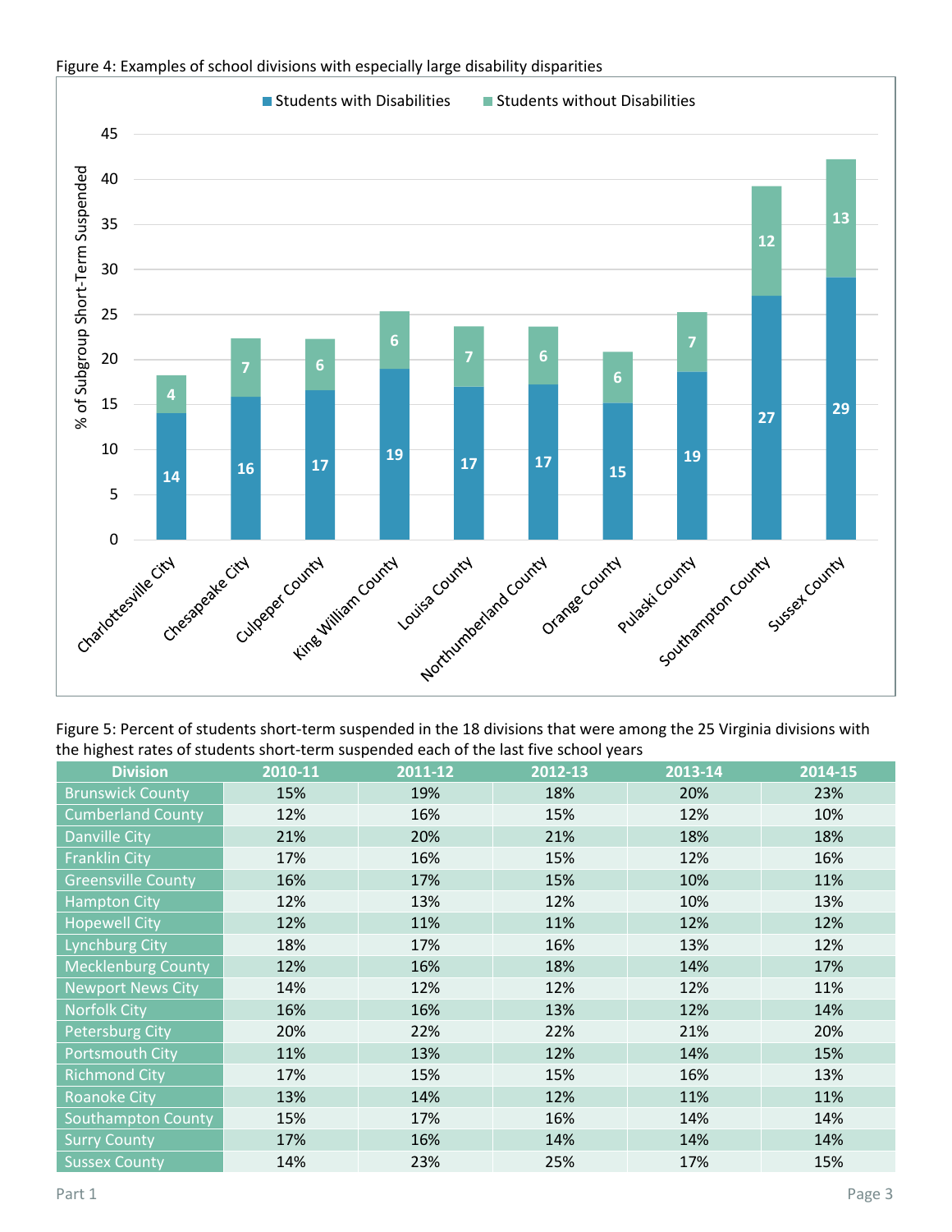Figure 4: Examples of school divisions with especially large disability disparities

| Division | Students with Disabilities | Students without Disabilities |
|---|---|---|
| Charlottesville City | 14 | 4 |
| Chesapeake City | 16 | 7 |
| Culpeper County | 17 | 6 |
| King William County | 19 | 6 |
| Louisa County | 17 | 7 |
| Northumberland County | 17 | 6 |
| Orange County | 15 | 6 |
| Pulaski County | 19 | 7 |
| Southampton County | 27 | 12 |
| Sussex County | 29 | 13 |

Figure 5: Percent of students short-term suspended in the 18 divisions that were among the 25 Virginia divisions with the highest rates of students short-term suspended each of the last five school years

| Division | 2010-11 | 2011-12 | 2012-13 | 2013-14 | 2014-15 |
|---|---|---|---|---|---|
| Brunswick County | 15% | 19% | 18% | 20% | 23% |
| Cumberland County | 12% | 16% | 15% | 12% | 10% |
| Danville City | 21% | 20% | 21% | 18% | 18% |
| Franklin City | 17% | 16% | 15% | 12% | 16% |
| Greensville County | 16% | 17% | 15% | 10% | 11% |
| Hampton City | 12% | 13% | 12% | 10% | 13% |
| Hopewell City | 12% | 11% | 11% | 12% | 12% |
| Lynchburg City | 18% | 17% | 16% | 13% | 12% |
| Mecklenburg County | 12% | 16% | 18% | 14% | 17% |
| Newport News City | 14% | 12% | 12% | 12% | 11% |
| Norfolk City | 16% | 16% | 13% | 12% | 14% |
| Petersburg City | 20% | 22% | 22% | 21% | 20% |
| Portsmouth City | 11% | 13% | 12% | 14% | 15% |
| Richmond City | 17% | 15% | 15% | 16% | 13% |
| Roanoke City | 13% | 14% | 12% | 11% | 11% |
| Southampton County | 15% | 17% | 16% | 14% | 14% |
| Surry County | 17% | 16% | 14% | 14% | 14% |
| Sussex County | 14% | 23% | 25% | 17% | 15% |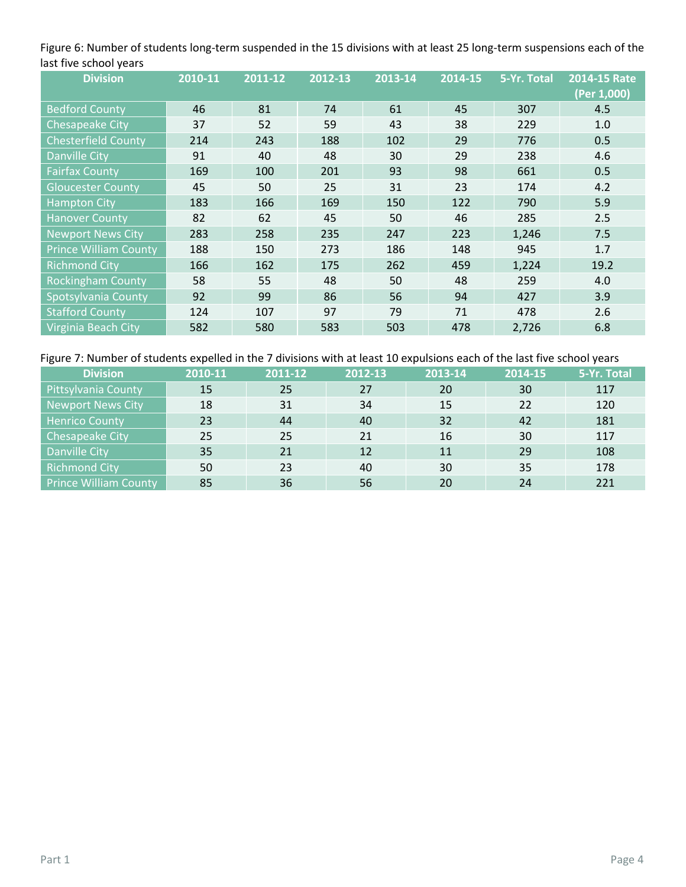Figure 6: Number of students long-term suspended in the 15 divisions with at least 25 long-term suspensions each of the last five school years

| Division | 2010-11 | 2011-12 | 2012-13 | 2013-14 | 2014-15 | 5-Yr. Total | 2014-15 Rate (Per 1,000) |
|---|---|---|---|---|---|---|---|
| Bedford County | 46 | 81 | 74 | 61 | 45 | 307 | 4.5 |
| Chesapeake City | 37 | 52 | 59 | 43 | 38 | 229 | 1.0 |
| Chesterfield County | 214 | 243 | 188 | 102 | 29 | 776 | 0.5 |
| Danville City | 91 | 40 | 48 | 30 | 29 | 238 | 4.6 |
| Fairfax County | 169 | 100 | 201 | 93 | 98 | 661 | 0.5 |
| Gloucester County | 45 | 50 | 25 | 31 | 23 | 174 | 4.2 |
| Hampton City | 183 | 166 | 169 | 150 | 122 | 790 | 5.9 |
| Hanover County | 82 | 62 | 45 | 50 | 46 | 285 | 2.5 |
| Newport News City | 283 | 258 | 235 | 247 | 223 | 1,246 | 7.5 |
| Prince William County | 188 | 150 | 273 | 186 | 148 | 945 | 1.7 |
| Richmond City | 166 | 162 | 175 | 262 | 459 | 1,224 | 19.2 |
| Rockingham County | 58 | 55 | 48 | 50 | 48 | 259 | 4.0 |
| Spotsylvania County | 92 | 99 | 86 | 56 | 94 | 427 | 3.9 |
| Stafford County | 124 | 107 | 97 | 79 | 71 | 478 | 2.6 |
| Virginia Beach City | 582 | 580 | 583 | 503 | 478 | 2,726 | 6.8 |

Figure 7: Number of students expelled in the 7 divisions with at least 10 expulsions each of the last five school years

| Division | 2010-11 | 2011-12 | 2012-13 | 2013-14 | 2014-15 | 5-Yr. Total |
|---|---|---|---|---|---|---|
| Pittsylvania County | 15 | 25 | 27 | 20 | 30 | 117 |
| Newport News City | 18 | 31 | 34 | 15 | 22 | 120 |
| Henrico County | 23 | 44 | 40 | 32 | 42 | 181 |
| Chesapeake City | 25 | 25 | 21 | 16 | 30 | 117 |
| Danville City | 35 | 21 | 12 | 11 | 29 | 108 |
| Richmond City | 50 | 23 | 40 | 30 | 35 | 178 |
| Prince William County | 85 | 36 | 56 | 20 | 24 | 221 |